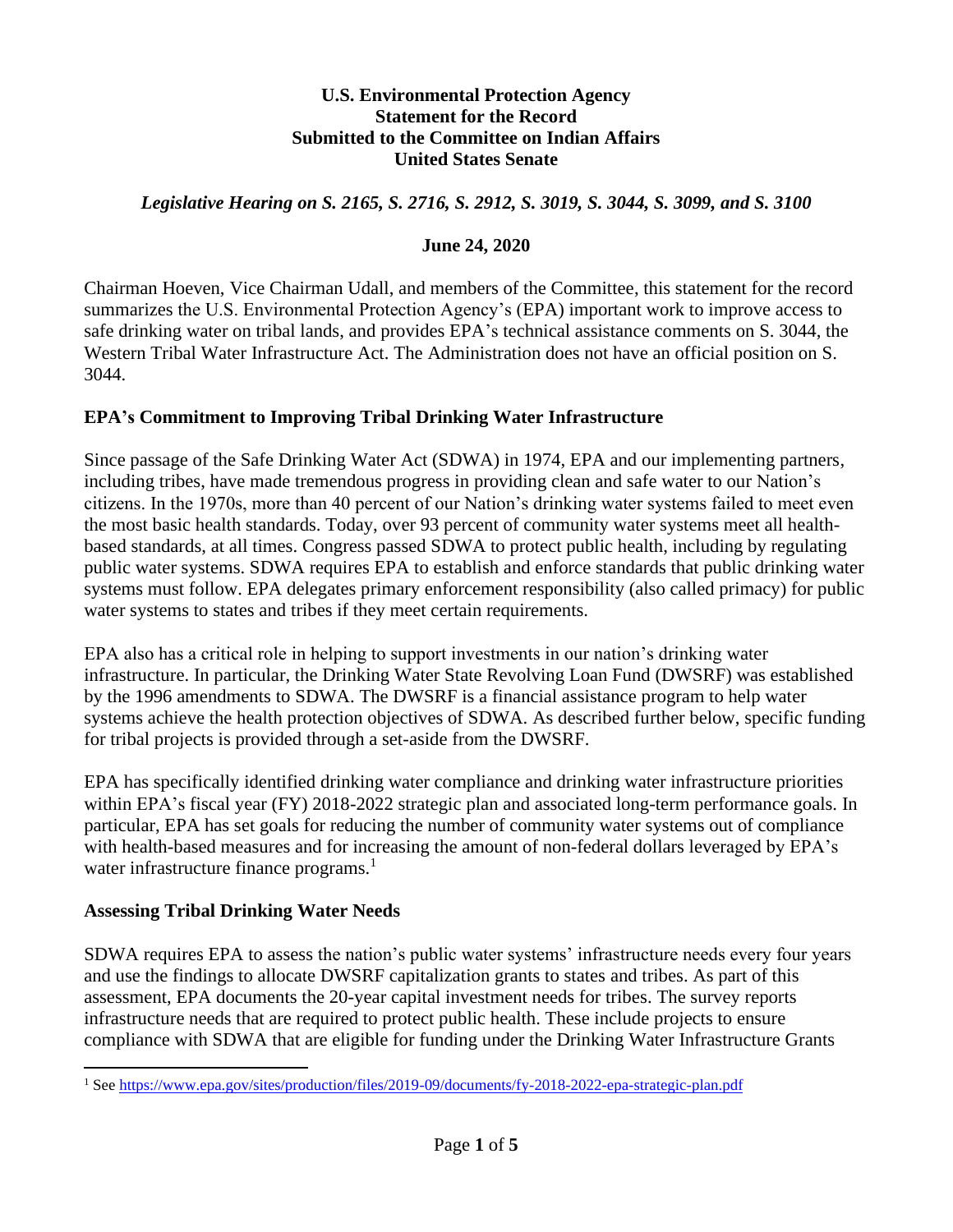**U.S. Environmental Protection Agency**
**Statement for the Record**
**Submitted to the Committee on Indian Affairs**
**United States Senate**

***Legislative Hearing on S. 2165, S. 2716, S. 2912, S. 3019, S. 3044, S. 3099, and S. 3100***

**June 24, 2020**

Chairman Hoeven, Vice Chairman Udall, and members of the Committee, this statement for the record summarizes the U.S. Environmental Protection Agency's (EPA) important work to improve access to safe drinking water on tribal lands, and provides EPA's technical assistance comments on S. 3044, the Western Tribal Water Infrastructure Act. The Administration does not have an official position on S. 3044.

## EPA's Commitment to Improving Tribal Drinking Water Infrastructure

Since passage of the Safe Drinking Water Act (SDWA) in 1974, EPA and our implementing partners, including tribes, have made tremendous progress in providing clean and safe water to our Nation's citizens. In the 1970s, more than 40 percent of our Nation's drinking water systems failed to meet even the most basic health standards. Today, over 93 percent of community water systems meet all health-based standards, at all times. Congress passed SDWA to protect public health, including by regulating public water systems. SDWA requires EPA to establish and enforce standards that public drinking water systems must follow. EPA delegates primary enforcement responsibility (also called primacy) for public water systems to states and tribes if they meet certain requirements.

EPA also has a critical role in helping to support investments in our nation's drinking water infrastructure. In particular, the Drinking Water State Revolving Loan Fund (DWSRF) was established by the 1996 amendments to SDWA. The DWSRF is a financial assistance program to help water systems achieve the health protection objectives of SDWA. As described further below, specific funding for tribal projects is provided through a set-aside from the DWSRF.

EPA has specifically identified drinking water compliance and drinking water infrastructure priorities within EPA's fiscal year (FY) 2018-2022 strategic plan and associated long-term performance goals. In particular, EPA has set goals for reducing the number of community water systems out of compliance with health-based measures and for increasing the amount of non-federal dollars leveraged by EPA's water infrastructure finance programs.[1]

## Assessing Tribal Drinking Water Needs

SDWA requires EPA to assess the nation's public water systems' infrastructure needs every four years and use the findings to allocate DWSRF capitalization grants to states and tribes. As part of this assessment, EPA documents the 20-year capital investment needs for tribes. The survey reports infrastructure needs that are required to protect public health. These include projects to ensure compliance with SDWA that are eligible for funding under the Drinking Water Infrastructure Grants

---

[1] See https://www.epa.gov/sites/production/files/2019-09/documents/fy-2018-2022-epa-strategic-plan.pdf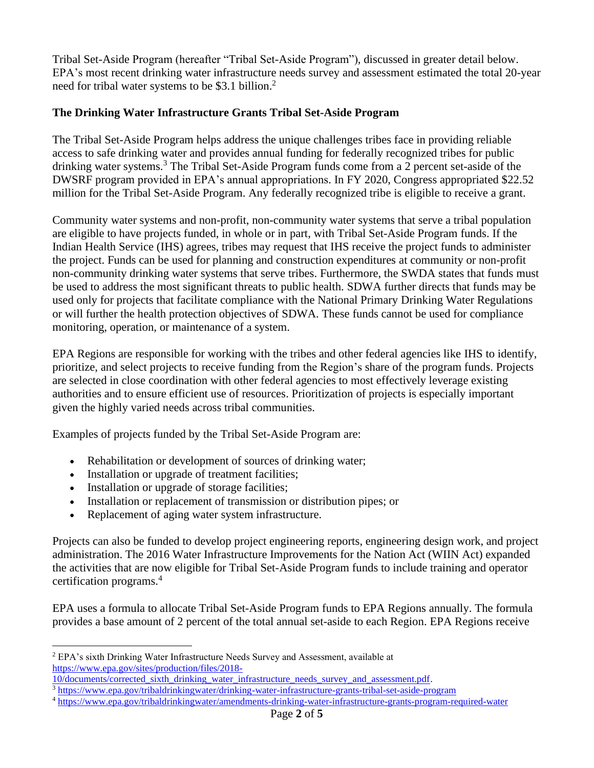Tribal Set-Aside Program (hereafter "Tribal Set-Aside Program"), discussed in greater detail below. EPA's most recent drinking water infrastructure needs survey and assessment estimated the total 20-year need for tribal water systems to be $3.1 billion.[2]

**The Drinking Water Infrastructure Grants Tribal Set-Aside Program**

The Tribal Set-Aside Program helps address the unique challenges tribes face in providing reliable access to safe drinking water and provides annual funding for federally recognized tribes for public drinking water systems.[3] The Tribal Set-Aside Program funds come from a 2 percent set-aside of the DWSRF program provided in EPA's annual appropriations. In FY 2020, Congress appropriated $22.52 million for the Tribal Set-Aside Program. Any federally recognized tribe is eligible to receive a grant.

Community water systems and non-profit, non-community water systems that serve a tribal population are eligible to have projects funded, in whole or in part, with Tribal Set-Aside Program funds. If the Indian Health Service (IHS) agrees, tribes may request that IHS receive the project funds to administer the project. Funds can be used for planning and construction expenditures at community or non-profit non-community drinking water systems that serve tribes. Furthermore, the SWDA states that funds must be used to address the most significant threats to public health. SDWA further directs that funds may be used only for projects that facilitate compliance with the National Primary Drinking Water Regulations or will further the health protection objectives of SDWA. These funds cannot be used for compliance monitoring, operation, or maintenance of a system.

EPA Regions are responsible for working with the tribes and other federal agencies like IHS to identify, prioritize, and select projects to receive funding from the Region's share of the program funds. Projects are selected in close coordination with other federal agencies to most effectively leverage existing authorities and to ensure efficient use of resources. Prioritization of projects is especially important given the highly varied needs across tribal communities.

Examples of projects funded by the Tribal Set-Aside Program are:

- Rehabilitation or development of sources of drinking water;
- Installation or upgrade of treatment facilities;
- Installation or upgrade of storage facilities;
- Installation or replacement of transmission or distribution pipes; or
- Replacement of aging water system infrastructure.

Projects can also be funded to develop project engineering reports, engineering design work, and project administration. The 2016 Water Infrastructure Improvements for the Nation Act (WIIN Act) expanded the activities that are now eligible for Tribal Set-Aside Program funds to include training and operator certification programs.[4]

EPA uses a formula to allocate Tribal Set-Aside Program funds to EPA Regions annually. The formula provides a base amount of 2 percent of the total annual set-aside to each Region. EPA Regions receive

---

[2] EPA's sixth Drinking Water Infrastructure Needs Survey and Assessment, available at https://www.epa.gov/sites/production/files/2018-10/documents/corrected_sixth_drinking_water_infrastructure_needs_survey_and_assessment.pdf.

[3] https://www.epa.gov/tribaldrinkingwater/drinking-water-infrastructure-grants-tribal-set-aside-program

[4] https://www.epa.gov/tribaldrinkingwater/amendments-drinking-water-infrastructure-grants-program-required-water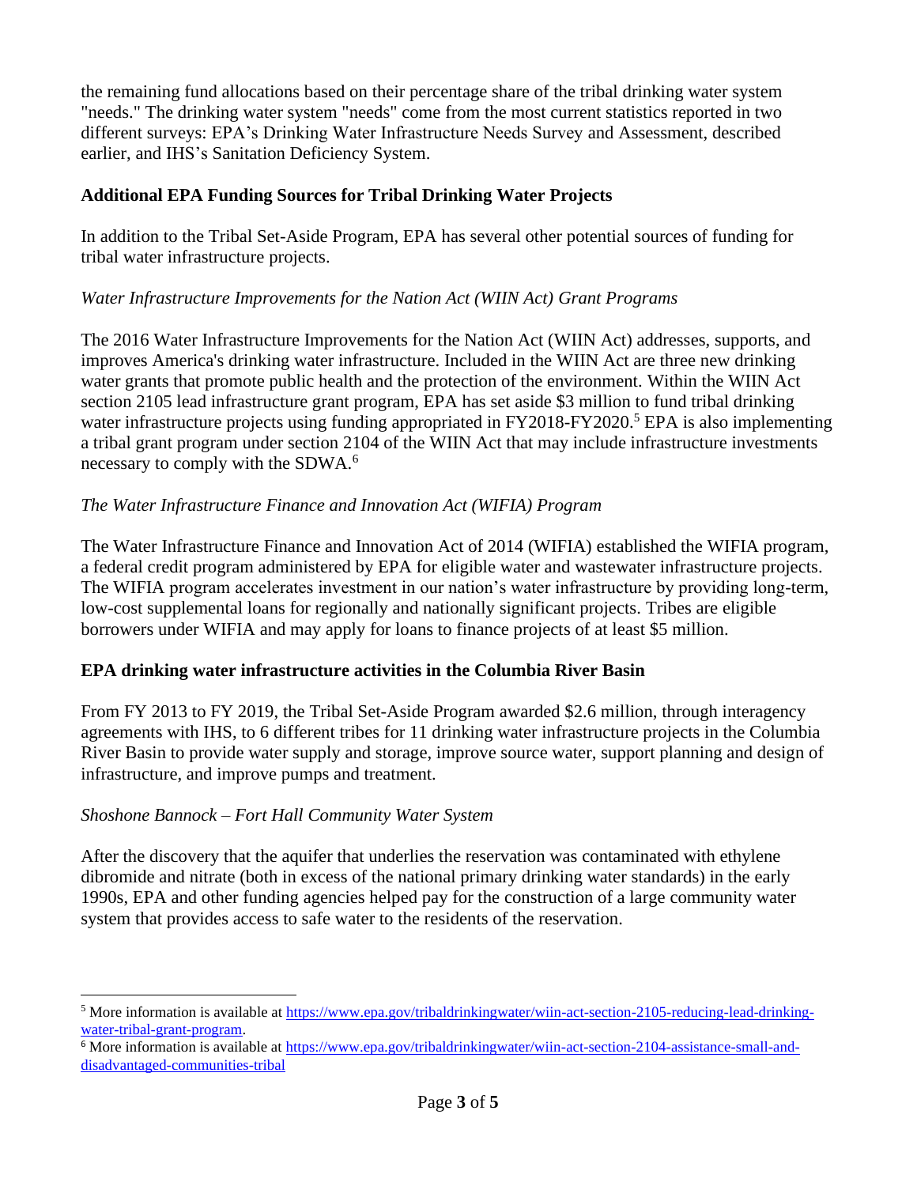the remaining fund allocations based on their percentage share of the tribal drinking water system "needs." The drinking water system "needs" come from the most current statistics reported in two different surveys: EPA's Drinking Water Infrastructure Needs Survey and Assessment, described earlier, and IHS's Sanitation Deficiency System.

## Additional EPA Funding Sources for Tribal Drinking Water Projects

In addition to the Tribal Set-Aside Program, EPA has several other potential sources of funding for tribal water infrastructure projects.

### *Water Infrastructure Improvements for the Nation Act (WIIN Act) Grant Programs*

The 2016 Water Infrastructure Improvements for the Nation Act (WIIN Act) addresses, supports, and improves America's drinking water infrastructure. Included in the WIIN Act are three new drinking water grants that promote public health and the protection of the environment. Within the WIIN Act section 2105 lead infrastructure grant program, EPA has set aside $3 million to fund tribal drinking water infrastructure projects using funding appropriated in FY2018-FY2020.[5] EPA is also implementing a tribal grant program under section 2104 of the WIIN Act that may include infrastructure investments necessary to comply with the SDWA.[6]

### *The Water Infrastructure Finance and Innovation Act (WIFIA) Program*

The Water Infrastructure Finance and Innovation Act of 2014 (WIFIA) established the WIFIA program, a federal credit program administered by EPA for eligible water and wastewater infrastructure projects. The WIFIA program accelerates investment in our nation's water infrastructure by providing long-term, low-cost supplemental loans for regionally and nationally significant projects. Tribes are eligible borrowers under WIFIA and may apply for loans to finance projects of at least $5 million.

## EPA drinking water infrastructure activities in the Columbia River Basin

From FY 2013 to FY 2019, the Tribal Set-Aside Program awarded $2.6 million, through interagency agreements with IHS, to 6 different tribes for 11 drinking water infrastructure projects in the Columbia River Basin to provide water supply and storage, improve source water, support planning and design of infrastructure, and improve pumps and treatment.

### *Shoshone Bannock – Fort Hall Community Water System*

After the discovery that the aquifer that underlies the reservation was contaminated with ethylene dibromide and nitrate (both in excess of the national primary drinking water standards) in the early 1990s, EPA and other funding agencies helped pay for the construction of a large community water system that provides access to safe water to the residents of the reservation.

---

[5] More information is available at https://www.epa.gov/tribaldrinkingwater/wiin-act-section-2105-reducing-lead-drinking-water-tribal-grant-program.

[6] More information is available at https://www.epa.gov/tribaldrinkingwater/wiin-act-section-2104-assistance-small-and-disadvantaged-communities-tribal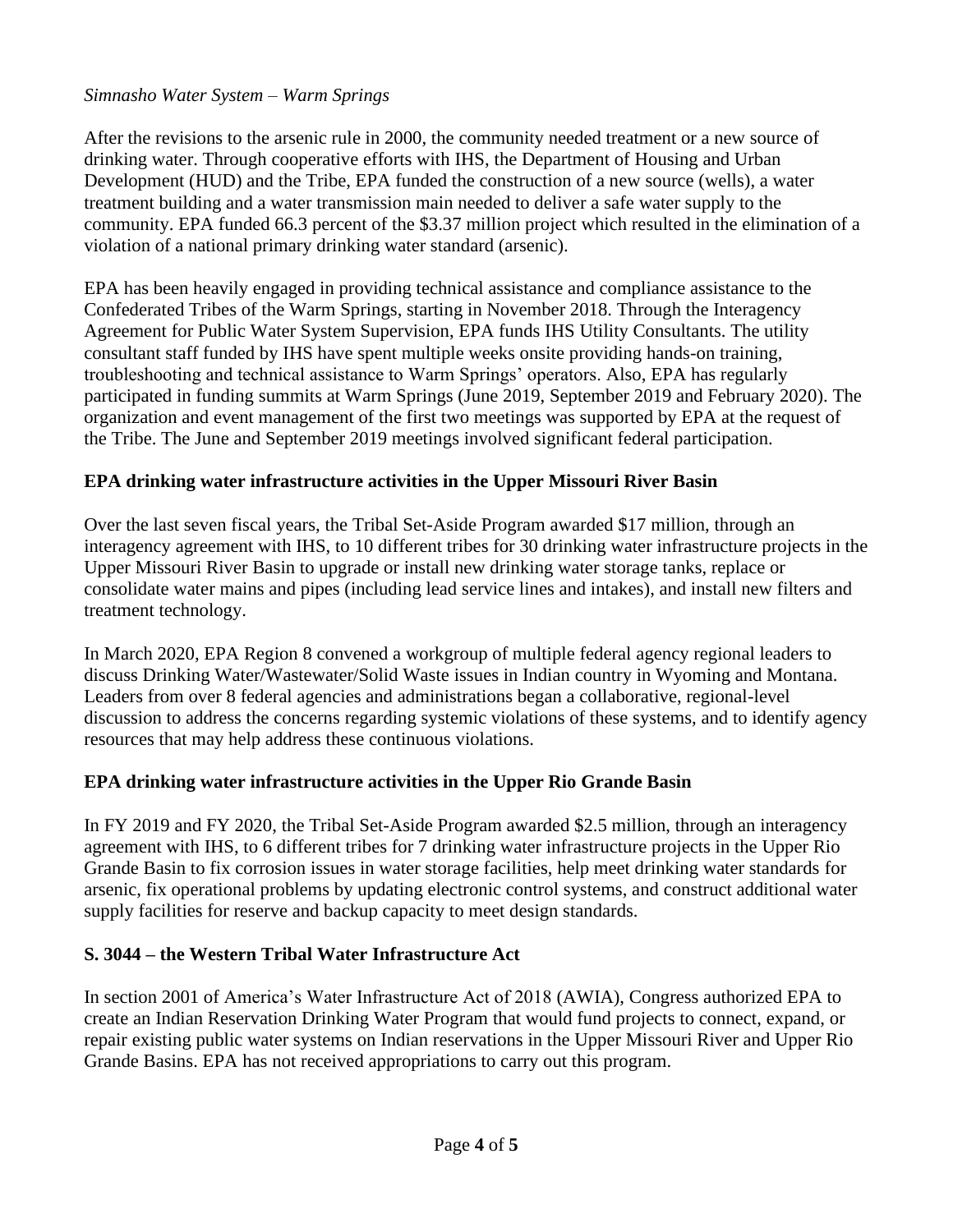*Simnasho Water System – Warm Springs*

After the revisions to the arsenic rule in 2000, the community needed treatment or a new source of drinking water. Through cooperative efforts with IHS, the Department of Housing and Urban Development (HUD) and the Tribe, EPA funded the construction of a new source (wells), a water treatment building and a water transmission main needed to deliver a safe water supply to the community. EPA funded 66.3 percent of the $3.37 million project which resulted in the elimination of a violation of a national primary drinking water standard (arsenic).

EPA has been heavily engaged in providing technical assistance and compliance assistance to the Confederated Tribes of the Warm Springs, starting in November 2018. Through the Interagency Agreement for Public Water System Supervision, EPA funds IHS Utility Consultants. The utility consultant staff funded by IHS have spent multiple weeks onsite providing hands-on training, troubleshooting and technical assistance to Warm Springs' operators. Also, EPA has regularly participated in funding summits at Warm Springs (June 2019, September 2019 and February 2020). The organization and event management of the first two meetings was supported by EPA at the request of the Tribe. The June and September 2019 meetings involved significant federal participation.

## EPA drinking water infrastructure activities in the Upper Missouri River Basin

Over the last seven fiscal years, the Tribal Set-Aside Program awarded $17 million, through an interagency agreement with IHS, to 10 different tribes for 30 drinking water infrastructure projects in the Upper Missouri River Basin to upgrade or install new drinking water storage tanks, replace or consolidate water mains and pipes (including lead service lines and intakes), and install new filters and treatment technology.

In March 2020, EPA Region 8 convened a workgroup of multiple federal agency regional leaders to discuss Drinking Water/Wastewater/Solid Waste issues in Indian country in Wyoming and Montana. Leaders from over 8 federal agencies and administrations began a collaborative, regional-level discussion to address the concerns regarding systemic violations of these systems, and to identify agency resources that may help address these continuous violations.

## EPA drinking water infrastructure activities in the Upper Rio Grande Basin

In FY 2019 and FY 2020, the Tribal Set-Aside Program awarded $2.5 million, through an interagency agreement with IHS, to 6 different tribes for 7 drinking water infrastructure projects in the Upper Rio Grande Basin to fix corrosion issues in water storage facilities, help meet drinking water standards for arsenic, fix operational problems by updating electronic control systems, and construct additional water supply facilities for reserve and backup capacity to meet design standards.

## S. 3044 – the Western Tribal Water Infrastructure Act

In section 2001 of America's Water Infrastructure Act of 2018 (AWIA), Congress authorized EPA to create an Indian Reservation Drinking Water Program that would fund projects to connect, expand, or repair existing public water systems on Indian reservations in the Upper Missouri River and Upper Rio Grande Basins. EPA has not received appropriations to carry out this program.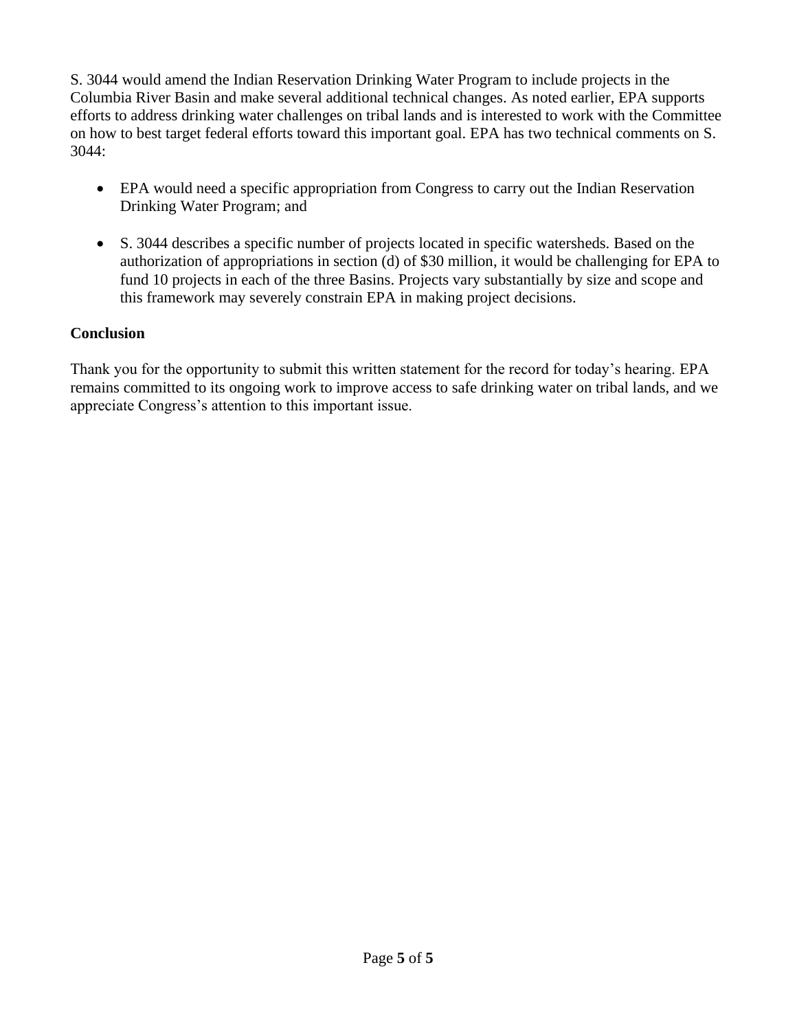S. 3044 would amend the Indian Reservation Drinking Water Program to include projects in the Columbia River Basin and make several additional technical changes. As noted earlier, EPA supports efforts to address drinking water challenges on tribal lands and is interested to work with the Committee on how to best target federal efforts toward this important goal. EPA has two technical comments on S. 3044:

- EPA would need a specific appropriation from Congress to carry out the Indian Reservation Drinking Water Program; and
- S. 3044 describes a specific number of projects located in specific watersheds. Based on the authorization of appropriations in section (d) of $30 million, it would be challenging for EPA to fund 10 projects in each of the three Basins. Projects vary substantially by size and scope and this framework may severely constrain EPA in making project decisions.

**Conclusion**

Thank you for the opportunity to submit this written statement for the record for today's hearing. EPA remains committed to its ongoing work to improve access to safe drinking water on tribal lands, and we appreciate Congress's attention to this important issue.